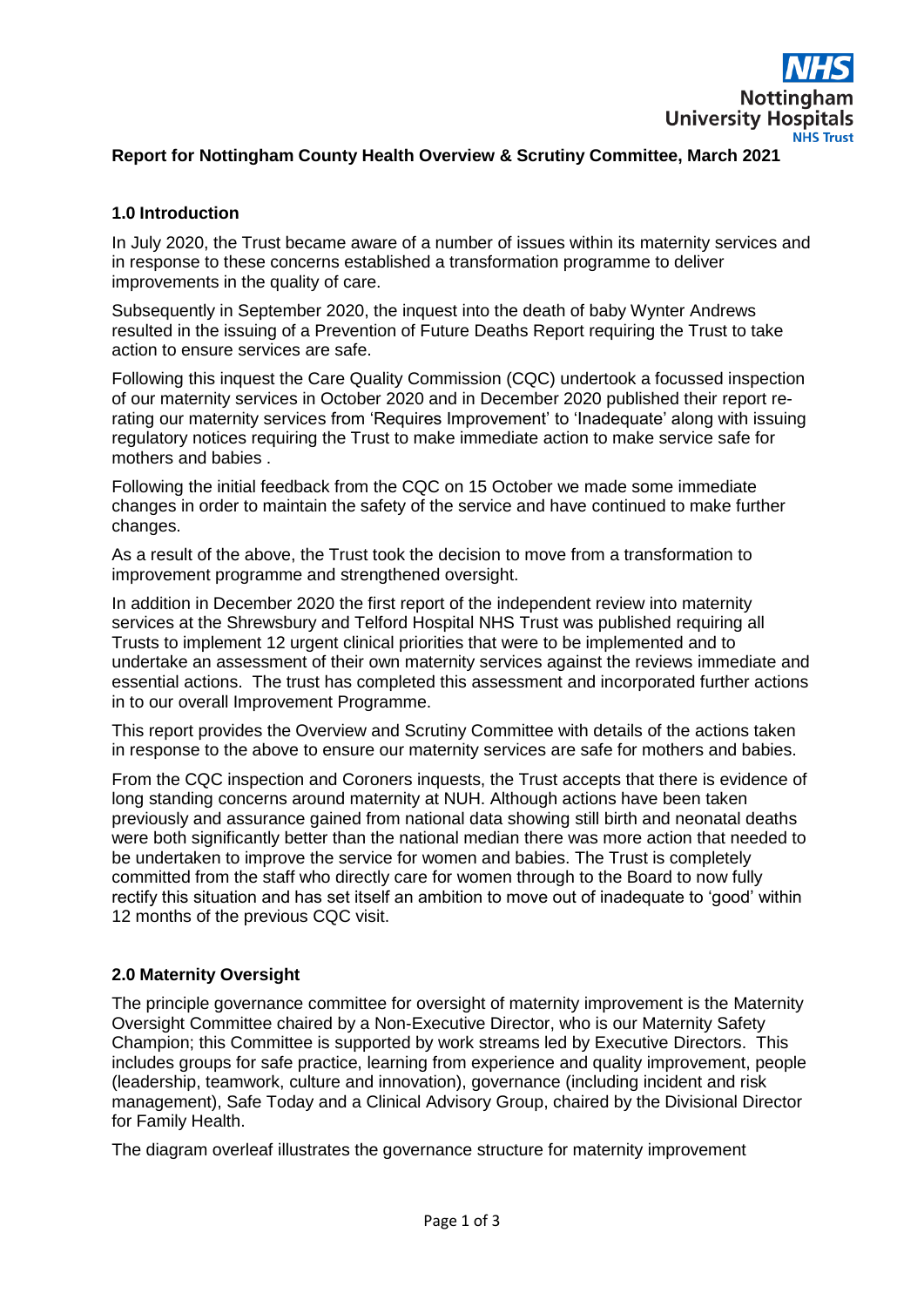**Report for Nottingham County Health Overview & Scrutiny Committee, March 2021**

## 1.0 Introduction

In July 2020, the Trust became aware of a number of issues within its maternity services and in response to these concerns established a transformation programme to deliver improvements in the quality of care.

Subsequently in September 2020, the inquest into the death of baby Wynter Andrews resulted in the issuing of a Prevention of Future Deaths Report requiring the Trust to take action to ensure services are safe.

Following this inquest the Care Quality Commission (CQC) undertook a focussed inspection of our maternity services in October 2020 and in December 2020 published their report re-rating our maternity services from 'Requires Improvement' to 'Inadequate' along with issuing regulatory notices requiring the Trust to make immediate action to make service safe for mothers and babies .

Following the initial feedback from the CQC on 15 October we made some immediate changes in order to maintain the safety of the service and have continued to make further changes.

As a result of the above, the Trust took the decision to move from a transformation to improvement programme and strengthened oversight.

In addition in December 2020 the first report of the independent review into maternity services at the Shrewsbury and Telford Hospital NHS Trust was published requiring all Trusts to implement 12 urgent clinical priorities that were to be implemented and to undertake an assessment of their own maternity services against the reviews immediate and essential actions. The trust has completed this assessment and incorporated further actions in to our overall Improvement Programme.

This report provides the Overview and Scrutiny Committee with details of the actions taken in response to the above to ensure our maternity services are safe for mothers and babies.

From the CQC inspection and Coroners inquests, the Trust accepts that there is evidence of long standing concerns around maternity at NUH. Although actions have been taken previously and assurance gained from national data showing still birth and neonatal deaths were both significantly better than the national median there was more action that needed to be undertaken to improve the service for women and babies. The Trust is completely committed from the staff who directly care for women through to the Board to now fully rectify this situation and has set itself an ambition to move out of inadequate to 'good' within 12 months of the previous CQC visit.

## 2.0 Maternity Oversight

The principle governance committee for oversight of maternity improvement is the Maternity Oversight Committee chaired by a Non-Executive Director, who is our Maternity Safety Champion; this Committee is supported by work streams led by Executive Directors. This includes groups for safe practice, learning from experience and quality improvement, people (leadership, teamwork, culture and innovation), governance (including incident and risk management), Safe Today and a Clinical Advisory Group, chaired by the Divisional Director for Family Health.

The diagram overleaf illustrates the governance structure for maternity improvement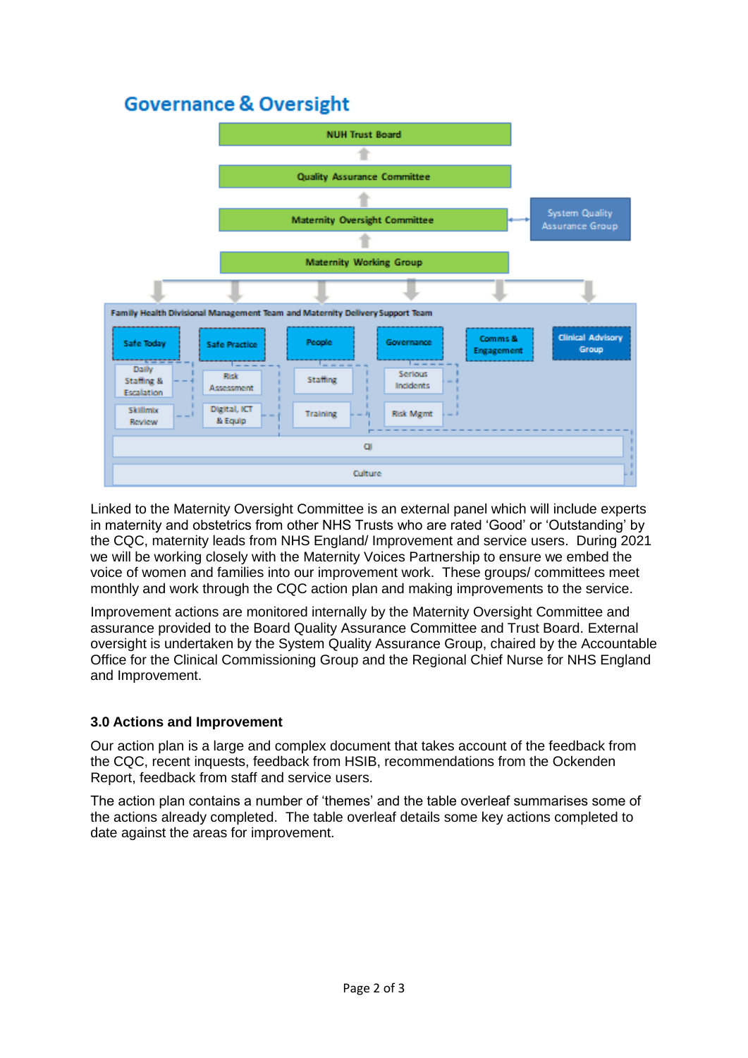## Governance & Oversight

NUH Trust Board

Quality Assurance Committee

Maternity Oversight Committee — System Quality Assurance Group

Maternity Working Group

Family Health Divisional Management Team and Maternity Delivery Support Team

- Safe Today
  - Daily Staffing & Escalation
  - Skillmix Review
- Safe Practice
  - Risk Assessment
  - Digital, ICT & Equip
- People
  - Staffing
  - Training
- Governance
  - Serious Incidents
  - Risk Mgmt
- Comms & Engagement
- Clinical Advisory Group

QI

Culture

Linked to the Maternity Oversight Committee is an external panel which will include experts in maternity and obstetrics from other NHS Trusts who are rated 'Good' or 'Outstanding' by the CQC, maternity leads from NHS England/ Improvement and service users. During 2021 we will be working closely with the Maternity Voices Partnership to ensure we embed the voice of women and families into our improvement work. These groups/ committees meet monthly and work through the CQC action plan and making improvements to the service.

Improvement actions are monitored internally by the Maternity Oversight Committee and assurance provided to the Board Quality Assurance Committee and Trust Board. External oversight is undertaken by the System Quality Assurance Group, chaired by the Accountable Office for the Clinical Commissioning Group and the Regional Chief Nurse for NHS England and Improvement.

### 3.0 Actions and Improvement

Our action plan is a large and complex document that takes account of the feedback from the CQC, recent inquests, feedback from HSIB, recommendations from the Ockenden Report, feedback from staff and service users.

The action plan contains a number of 'themes' and the table overleaf summarises some of the actions already completed. The table overleaf details some key actions completed to date against the areas for improvement.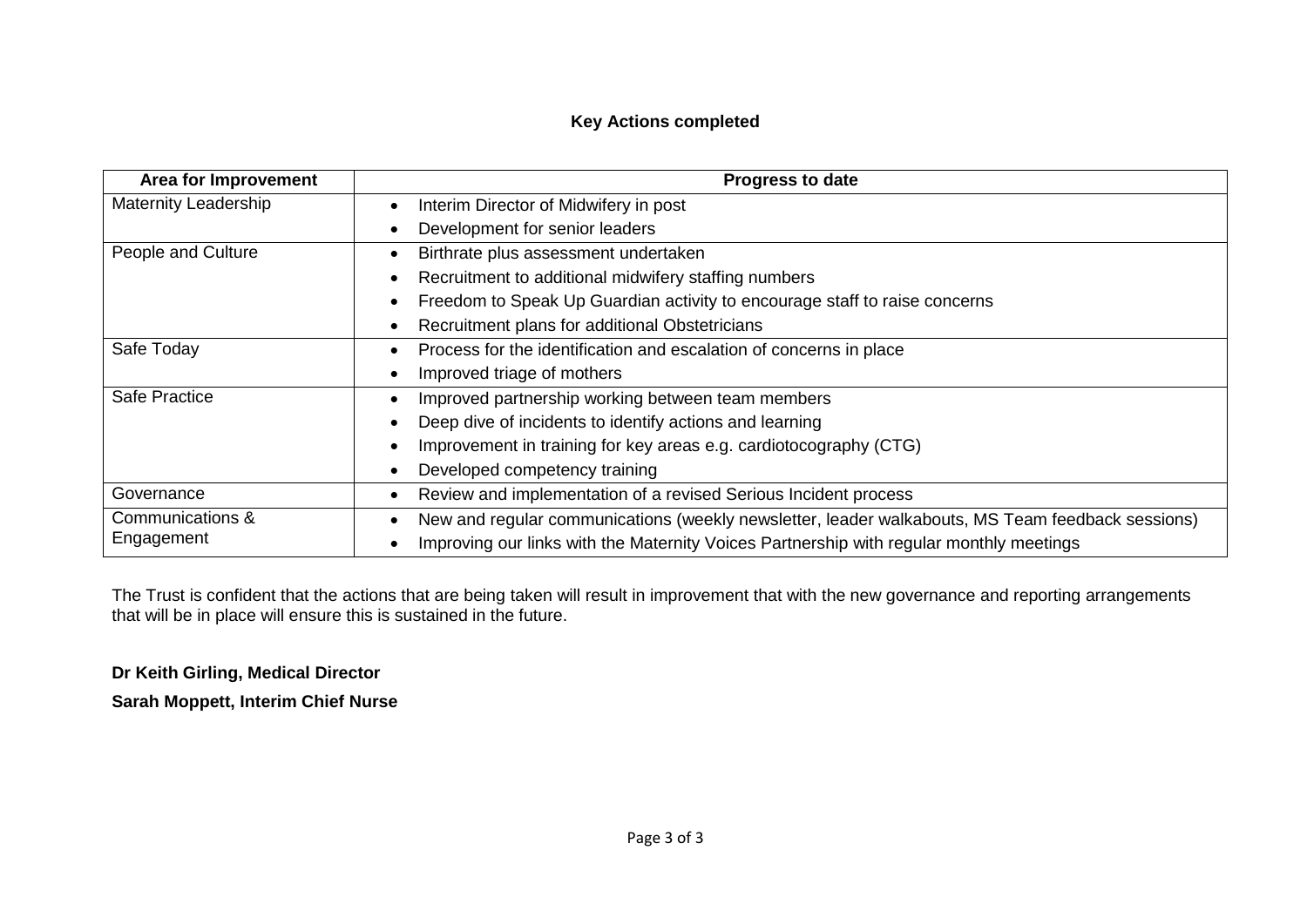**Key Actions completed**

| Area for Improvement | Progress to date |
|---|---|
| Maternity Leadership | • Interim Director of Midwifery in post<br>• Development for senior leaders |
| People and Culture | • Birthrate plus assessment undertaken<br>• Recruitment to additional midwifery staffing numbers<br>• Freedom to Speak Up Guardian activity to encourage staff to raise concerns<br>• Recruitment plans for additional Obstetricians |
| Safe Today | • Process for the identification and escalation of concerns in place<br>• Improved triage of mothers |
| Safe Practice | • Improved partnership working between team members<br>• Deep dive of incidents to identify actions and learning<br>• Improvement in training for key areas e.g. cardiotocography (CTG)<br>• Developed competency training |
| Governance | • Review and implementation of a revised Serious Incident process |
| Communications & Engagement | • New and regular communications (weekly newsletter, leader walkabouts, MS Team feedback sessions)<br>• Improving our links with the Maternity Voices Partnership with regular monthly meetings |

The Trust is confident that the actions that are being taken will result in improvement that with the new governance and reporting arrangements that will be in place will ensure this is sustained in the future.

**Dr Keith Girling, Medical Director**

**Sarah Moppett, Interim Chief Nurse**